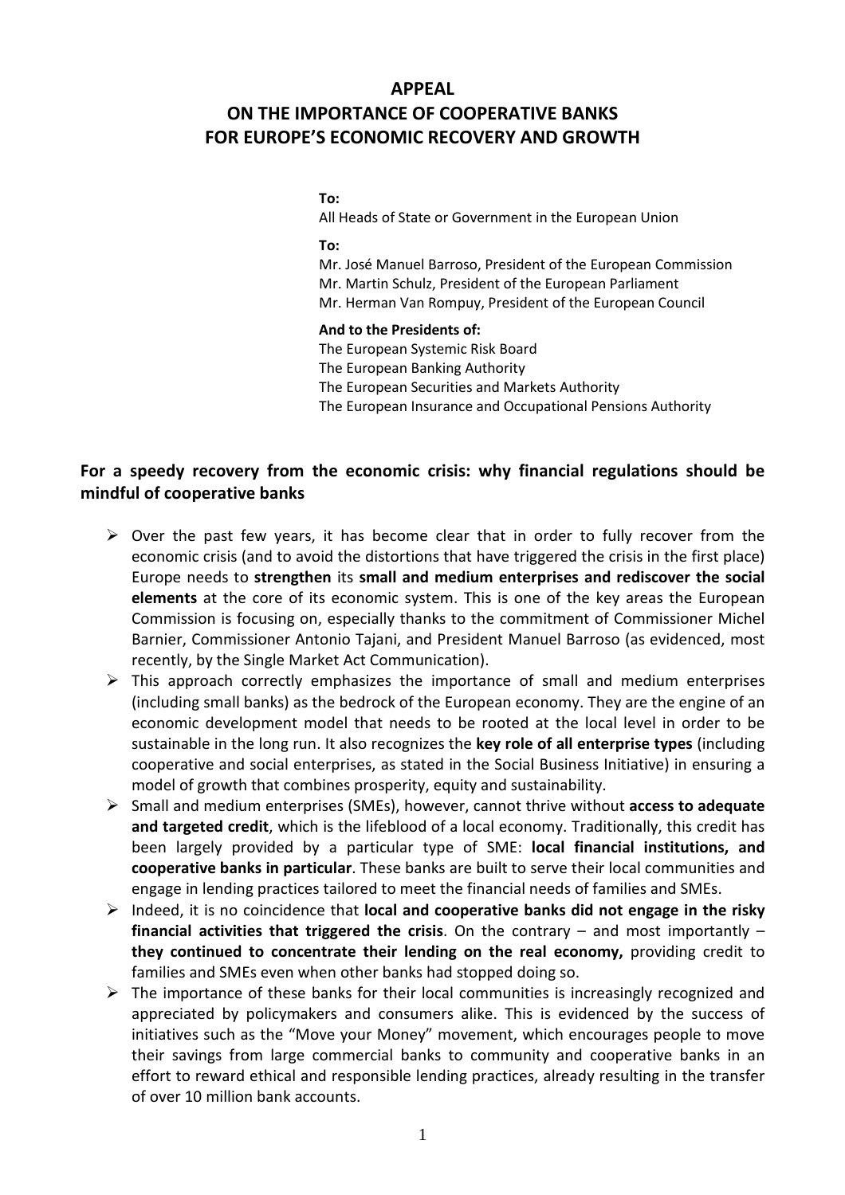# APPEAL
# ON THE IMPORTANCE OF COOPERATIVE BANKS FOR EUROPE'S ECONOMIC RECOVERY AND GROWTH

**To:**
All Heads of State or Government in the European Union

**To:**
Mr. José Manuel Barroso, President of the European Commission
Mr. Martin Schulz, President of the European Parliament
Mr. Herman Van Rompuy, President of the European Council

**And to the Presidents of:**
The European Systemic Risk Board
The European Banking Authority
The European Securities and Markets Authority
The European Insurance and Occupational Pensions Authority

## For a speedy recovery from the economic crisis: why financial regulations should be mindful of cooperative banks

- Over the past few years, it has become clear that in order to fully recover from the economic crisis (and to avoid the distortions that have triggered the crisis in the first place) Europe needs to **strengthen** its **small and medium enterprises and rediscover the social elements** at the core of its economic system. This is one of the key areas the European Commission is focusing on, especially thanks to the commitment of Commissioner Michel Barnier, Commissioner Antonio Tajani, and President Manuel Barroso (as evidenced, most recently, by the Single Market Act Communication).
- This approach correctly emphasizes the importance of small and medium enterprises (including small banks) as the bedrock of the European economy. They are the engine of an economic development model that needs to be rooted at the local level in order to be sustainable in the long run. It also recognizes the **key role of all enterprise types** (including cooperative and social enterprises, as stated in the Social Business Initiative) in ensuring a model of growth that combines prosperity, equity and sustainability.
- Small and medium enterprises (SMEs), however, cannot thrive without **access to adequate and targeted credit**, which is the lifeblood of a local economy. Traditionally, this credit has been largely provided by a particular type of SME: **local financial institutions, and cooperative banks in particular**. These banks are built to serve their local communities and engage in lending practices tailored to meet the financial needs of families and SMEs.
- Indeed, it is no coincidence that **local and cooperative banks did not engage in the risky financial activities that triggered the crisis**. On the contrary – and most importantly – **they continued to concentrate their lending on the real economy,** providing credit to families and SMEs even when other banks had stopped doing so.
- The importance of these banks for their local communities is increasingly recognized and appreciated by policymakers and consumers alike. This is evidenced by the success of initiatives such as the "Move your Money" movement, which encourages people to move their savings from large commercial banks to community and cooperative banks in an effort to reward ethical and responsible lending practices, already resulting in the transfer of over 10 million bank accounts.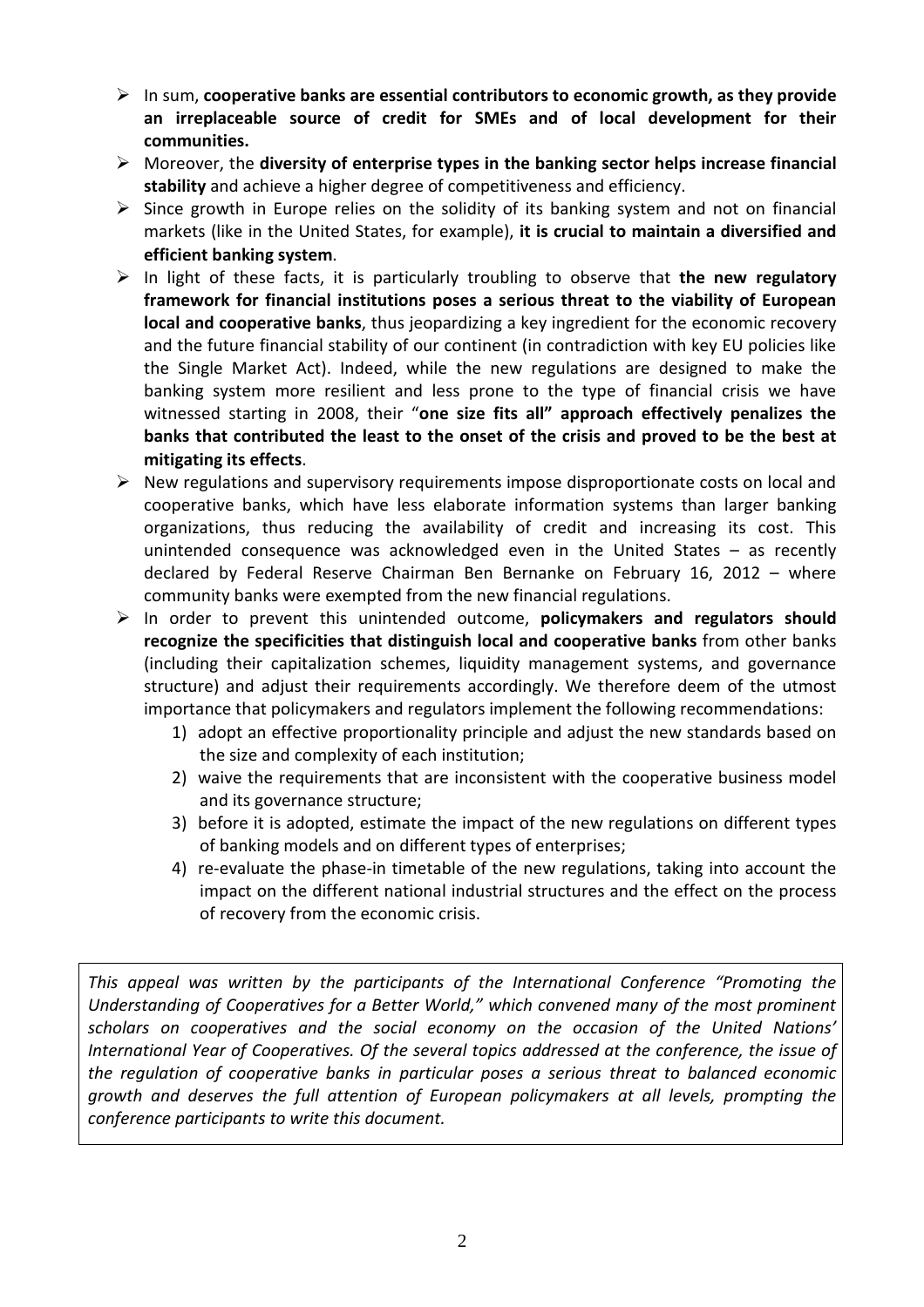- In sum, **cooperative banks are essential contributors to economic growth, as they provide an irreplaceable source of credit for SMEs and of local development for their communities.**
- Moreover, the **diversity of enterprise types in the banking sector helps increase financial stability** and achieve a higher degree of competitiveness and efficiency.
- Since growth in Europe relies on the solidity of its banking system and not on financial markets (like in the United States, for example), **it is crucial to maintain a diversified and efficient banking system**.
- In light of these facts, it is particularly troubling to observe that **the new regulatory framework for financial institutions poses a serious threat to the viability of European local and cooperative banks**, thus jeopardizing a key ingredient for the economic recovery and the future financial stability of our continent (in contradiction with key EU policies like the Single Market Act). Indeed, while the new regulations are designed to make the banking system more resilient and less prone to the type of financial crisis we have witnessed starting in 2008, their "**one size fits all" approach effectively penalizes the banks that contributed the least to the onset of the crisis and proved to be the best at mitigating its effects**.
- New regulations and supervisory requirements impose disproportionate costs on local and cooperative banks, which have less elaborate information systems than larger banking organizations, thus reducing the availability of credit and increasing its cost. This unintended consequence was acknowledged even in the United States – as recently declared by Federal Reserve Chairman Ben Bernanke on February 16, 2012 – where community banks were exempted from the new financial regulations.
- In order to prevent this unintended outcome, **policymakers and regulators should recognize the specificities that distinguish local and cooperative banks** from other banks (including their capitalization schemes, liquidity management systems, and governance structure) and adjust their requirements accordingly. We therefore deem of the utmost importance that policymakers and regulators implement the following recommendations:
  1) adopt an effective proportionality principle and adjust the new standards based on the size and complexity of each institution;
  2) waive the requirements that are inconsistent with the cooperative business model and its governance structure;
  3) before it is adopted, estimate the impact of the new regulations on different types of banking models and on different types of enterprises;
  4) re-evaluate the phase-in timetable of the new regulations, taking into account the impact on the different national industrial structures and the effect on the process of recovery from the economic crisis.

*This appeal was written by the participants of the International Conference "Promoting the Understanding of Cooperatives for a Better World," which convened many of the most prominent scholars on cooperatives and the social economy on the occasion of the United Nations' International Year of Cooperatives. Of the several topics addressed at the conference, the issue of the regulation of cooperative banks in particular poses a serious threat to balanced economic growth and deserves the full attention of European policymakers at all levels, prompting the conference participants to write this document.*